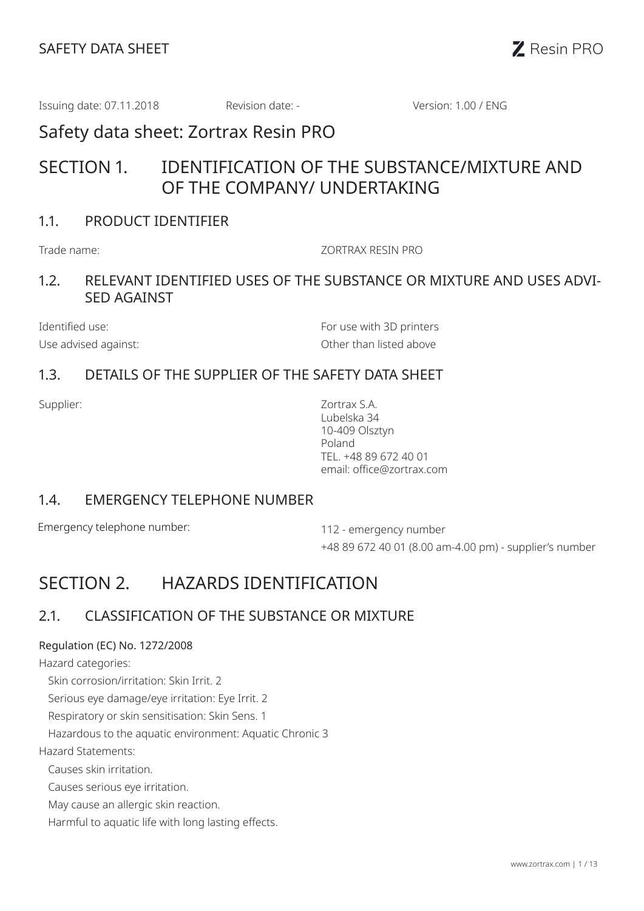Issuing date: 07.11.2018 Revision date: - Version: 1.00 / ENG

# Safety data sheet: Zortrax Resin PRO

## SECTION 1. IDENTIFICATION OF THE SUBSTANCE/MIXTURE AND OF THE COMPANY/ UNDERTAKING

### 1.1. PRODUCT IDENTIFIER

| | |
|---|---|
| Trade name: | ZORTRAX RESIN PRO |

### 1.2. RELEVANT IDENTIFIED USES OF THE SUBSTANCE OR MIXTURE AND USES ADVISED AGAINST

| | |
|---|---|
| Identified use: | For use with 3D printers |
| Use advised against: | Other than listed above |

### 1.3. DETAILS OF THE SUPPLIER OF THE SAFETY DATA SHEET

| | |
|---|---|
| Supplier: | Zortrax S.A.<br>Lubelska 34<br>10-409 Olsztyn<br>Poland<br>TEL. +48 89 672 40 01<br>email: office@zortrax.com |

### 1.4. EMERGENCY TELEPHONE NUMBER

| | |
|---|---|
| Emergency telephone number: | 112 - emergency number<br>+48 89 672 40 01 (8.00 am-4.00 pm) - supplier's number |

## SECTION 2. HAZARDS IDENTIFICATION

### 2.1. CLASSIFICATION OF THE SUBSTANCE OR MIXTURE

Regulation (EC) No. 1272/2008

Hazard categories:

- Skin corrosion/irritation: Skin Irrit. 2
- Serious eye damage/eye irritation: Eye Irrit. 2
- Respiratory or skin sensitisation: Skin Sens. 1
- Hazardous to the aquatic environment: Aquatic Chronic 3

Hazard Statements:

- Causes skin irritation.
- Causes serious eye irritation.
- May cause an allergic skin reaction.
- Harmful to aquatic life with long lasting effects.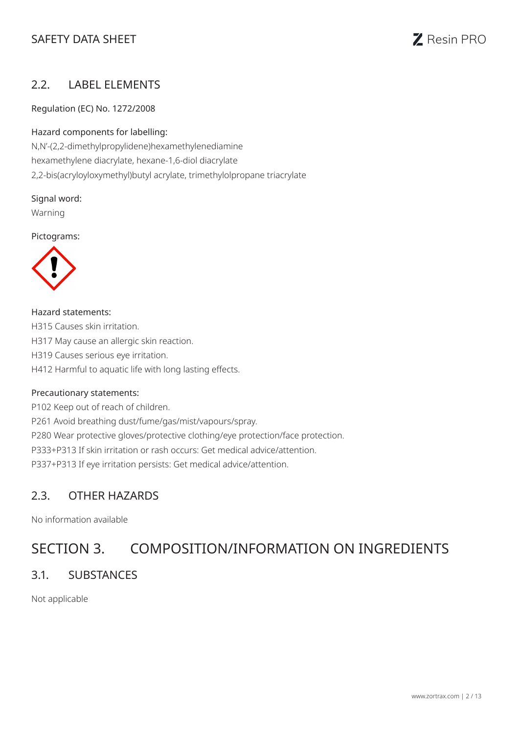## 2.2. LABEL ELEMENTS

Regulation (EC) No. 1272/2008

Hazard components for labelling:

N,N'-(2,2-dimethylpropylidene)hexamethylenediamine
hexamethylene diacrylate, hexane-1,6-diol diacrylate
2,2-bis(acryloyloxymethyl)butyl acrylate, trimethylolpropane triacrylate

Signal word:

Warning

Pictograms:

Hazard statements:

H315 Causes skin irritation.
H317 May cause an allergic skin reaction.
H319 Causes serious eye irritation.
H412 Harmful to aquatic life with long lasting effects.

Precautionary statements:

P102 Keep out of reach of children.
P261 Avoid breathing dust/fume/gas/mist/vapours/spray.
P280 Wear protective gloves/protective clothing/eye protection/face protection.
P333+P313 If skin irritation or rash occurs: Get medical advice/attention.
P337+P313 If eye irritation persists: Get medical advice/attention.

## 2.3. OTHER HAZARDS

No information available

# SECTION 3. COMPOSITION/INFORMATION ON INGREDIENTS

## 3.1. SUBSTANCES

Not applicable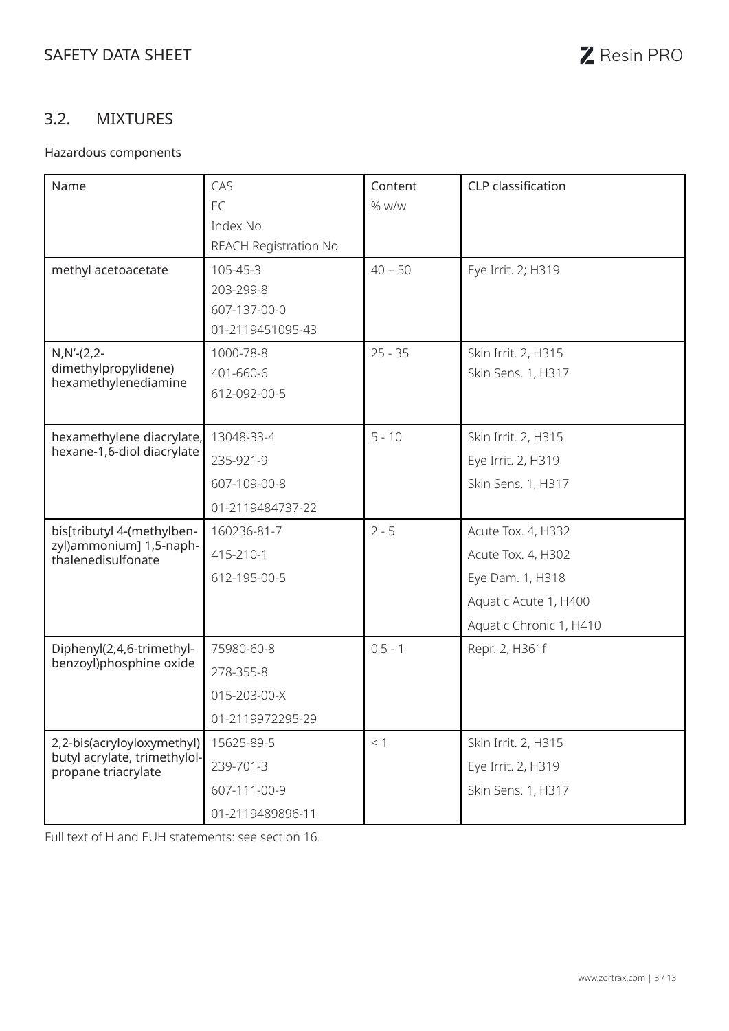## 3.2. MIXTURES

Hazardous components

| Name | CAS<br>EC<br>Index No<br>REACH Registration No | Content<br>% w/w | CLP classification |
|---|---|---|---|
| methyl acetoacetate | 105-45-3<br>203-299-8<br>607-137-00-0<br>01-2119451095-43 | 40 – 50 | Eye Irrit. 2; H319 |
| N,N'-(2,2-dimethylpropylidene) hexamethylenediamine | 1000-78-8<br>401-660-6<br>612-092-00-5 | 25 - 35 | Skin Irrit. 2, H315<br>Skin Sens. 1, H317 |
| hexamethylene diacrylate, hexane-1,6-diol diacrylate | 13048-33-4<br>235-921-9<br>607-109-00-8<br>01-2119484737-22 | 5 - 10 | Skin Irrit. 2, H315<br>Eye Irrit. 2, H319<br>Skin Sens. 1, H317 |
| bis[tributyl 4-(methylbenzyl)ammonium] 1,5-naphthalenedisulfonate | 160236-81-7<br>415-210-1<br>612-195-00-5 | 2 - 5 | Acute Tox. 4, H332<br>Acute Tox. 4, H302<br>Eye Dam. 1, H318<br>Aquatic Acute 1, H400<br>Aquatic Chronic 1, H410 |
| Diphenyl(2,4,6-trimethylbenzoyl)phosphine oxide | 75980-60-8<br>278-355-8<br>015-203-00-X<br>01-2119972295-29 | 0,5 - 1 | Repr. 2, H361f |
| 2,2-bis(acryloyloxymethyl) butyl acrylate, trimethylolpropane triacrylate | 15625-89-5<br>239-701-3<br>607-111-00-9<br>01-2119489896-11 | < 1 | Skin Irrit. 2, H315<br>Eye Irrit. 2, H319<br>Skin Sens. 1, H317 |

Full text of H and EUH statements: see section 16.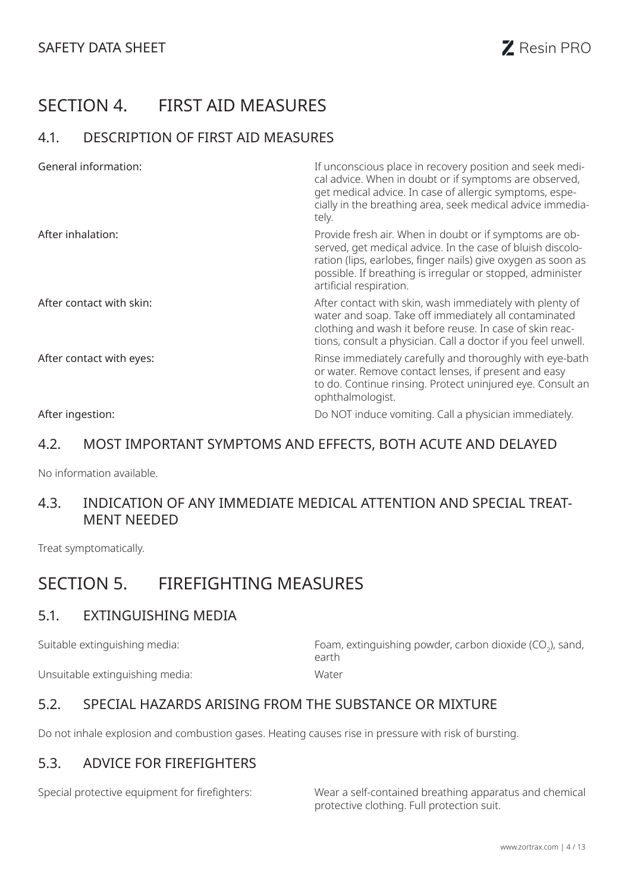# SECTION 4. FIRST AID MEASURES

## 4.1. DESCRIPTION OF FIRST AID MEASURES

| | |
|---|---|
| General information: | If unconscious place in recovery position and seek medical advice. When in doubt or if symptoms are observed, get medical advice. In case of allergic symptoms, especially in the breathing area, seek medical advice immediately. |
| After inhalation: | Provide fresh air. When in doubt or if symptoms are observed, get medical advice. In the case of bluish discoloration (lips, earlobes, finger nails) give oxygen as soon as possible. If breathing is irregular or stopped, administer artificial respiration. |
| After contact with skin: | After contact with skin, wash immediately with plenty of water and soap. Take off immediately all contaminated clothing and wash it before reuse. In case of skin reactions, consult a physician. Call a doctor if you feel unwell. |
| After contact with eyes: | Rinse immediately carefully and thoroughly with eye-bath or water. Remove contact lenses, if present and easy to do. Continue rinsing. Protect uninjured eye. Consult an ophthalmologist. |
| After ingestion: | Do NOT induce vomiting. Call a physician immediately. |

## 4.2. MOST IMPORTANT SYMPTOMS AND EFFECTS, BOTH ACUTE AND DELAYED

No information available.

## 4.3. INDICATION OF ANY IMMEDIATE MEDICAL ATTENTION AND SPECIAL TREATMENT NEEDED

Treat symptomatically.

# SECTION 5. FIREFIGHTING MEASURES

## 5.1. EXTINGUISHING MEDIA

| | |
|---|---|
| Suitable extinguishing media: | Foam, extinguishing powder, carbon dioxide ($CO_2$), sand, earth |
| Unsuitable extinguishing media: | Water |

## 5.2. SPECIAL HAZARDS ARISING FROM THE SUBSTANCE OR MIXTURE

Do not inhale explosion and combustion gases. Heating causes rise in pressure with risk of bursting.

## 5.3. ADVICE FOR FIREFIGHTERS

| | |
|---|---|
| Special protective equipment for firefighters: | Wear a self-contained breathing apparatus and chemical protective clothing. Full protection suit. |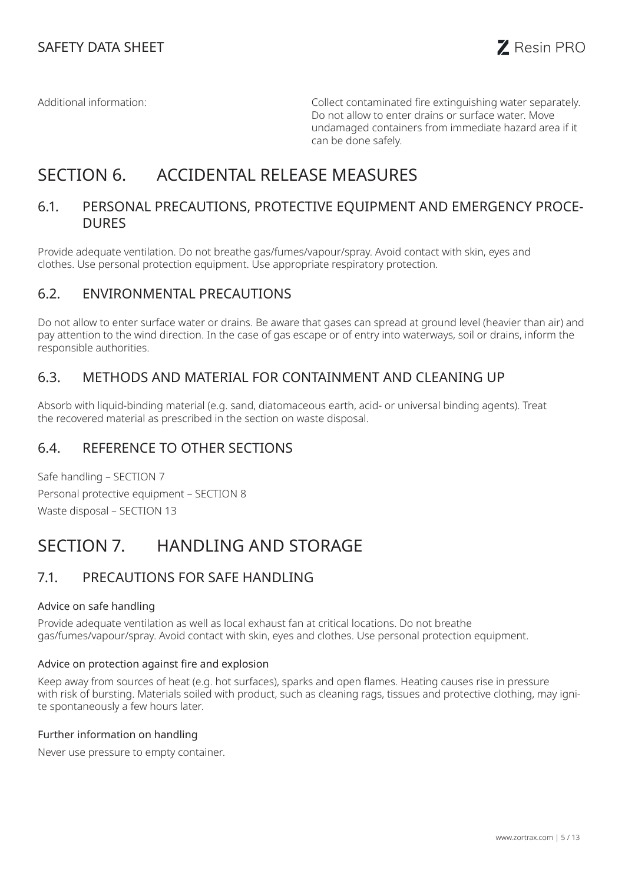| Additional information: | Collect contaminated fire extinguishing water separately. Do not allow to enter drains or surface water. Move undamaged containers from immediate hazard area if it can be done safely. |
|---|---|

# SECTION 6. ACCIDENTAL RELEASE MEASURES

## 6.1. PERSONAL PRECAUTIONS, PROTECTIVE EQUIPMENT AND EMERGENCY PROCEDURES

Provide adequate ventilation. Do not breathe gas/fumes/vapour/spray. Avoid contact with skin, eyes and clothes. Use personal protection equipment. Use appropriate respiratory protection.

## 6.2. ENVIRONMENTAL PRECAUTIONS

Do not allow to enter surface water or drains. Be aware that gases can spread at ground level (heavier than air) and pay attention to the wind direction. In the case of gas escape or of entry into waterways, soil or drains, inform the responsible authorities.

## 6.3. METHODS AND MATERIAL FOR CONTAINMENT AND CLEANING UP

Absorb with liquid-binding material (e.g. sand, diatomaceous earth, acid- or universal binding agents). Treat the recovered material as prescribed in the section on waste disposal.

## 6.4. REFERENCE TO OTHER SECTIONS

Safe handling – SECTION 7

Personal protective equipment – SECTION 8

Waste disposal – SECTION 13

# SECTION 7. HANDLING AND STORAGE

## 7.1. PRECAUTIONS FOR SAFE HANDLING

### Advice on safe handling

Provide adequate ventilation as well as local exhaust fan at critical locations. Do not breathe gas/fumes/vapour/spray. Avoid contact with skin, eyes and clothes. Use personal protection equipment.

### Advice on protection against fire and explosion

Keep away from sources of heat (e.g. hot surfaces), sparks and open flames. Heating causes rise in pressure with risk of bursting. Materials soiled with product, such as cleaning rags, tissues and protective clothing, may ignite spontaneously a few hours later.

### Further information on handling

Never use pressure to empty container.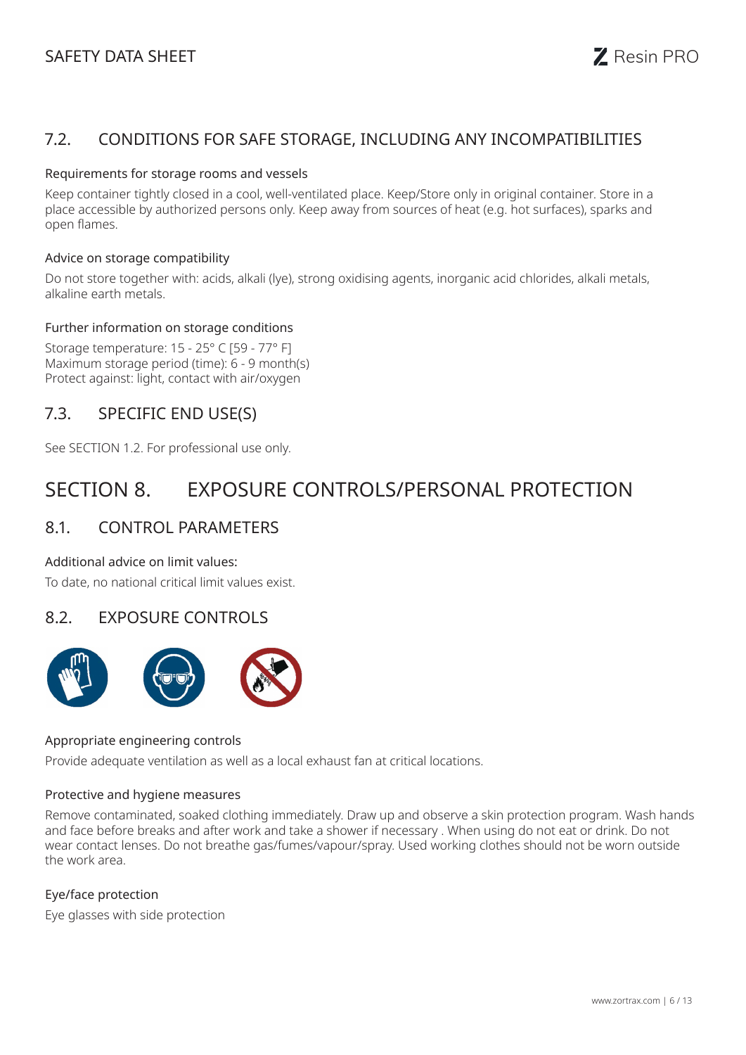## 7.2. CONDITIONS FOR SAFE STORAGE, INCLUDING ANY INCOMPATIBILITIES

### Requirements for storage rooms and vessels

Keep container tightly closed in a cool, well-ventilated place. Keep/Store only in original container. Store in a place accessible by authorized persons only. Keep away from sources of heat (e.g. hot surfaces), sparks and open flames.

### Advice on storage compatibility

Do not store together with: acids, alkali (lye), strong oxidising agents, inorganic acid chlorides, alkali metals, alkaline earth metals.

### Further information on storage conditions

Storage temperature: 15 - 25° C [59 - 77° F]
Maximum storage period (time): 6 - 9 month(s)
Protect against: light, contact with air/oxygen

## 7.3. SPECIFIC END USE(S)

See SECTION 1.2. For professional use only.

# SECTION 8. EXPOSURE CONTROLS/PERSONAL PROTECTION

## 8.1. CONTROL PARAMETERS

### Additional advice on limit values:

To date, no national critical limit values exist.

## 8.2. EXPOSURE CONTROLS

### Appropriate engineering controls

Provide adequate ventilation as well as a local exhaust fan at critical locations.

### Protective and hygiene measures

Remove contaminated, soaked clothing immediately. Draw up and observe a skin protection program. Wash hands and face before breaks and after work and take a shower if necessary . When using do not eat or drink. Do not wear contact lenses. Do not breathe gas/fumes/vapour/spray. Used working clothes should not be worn outside the work area.

### Eye/face protection

Eye glasses with side protection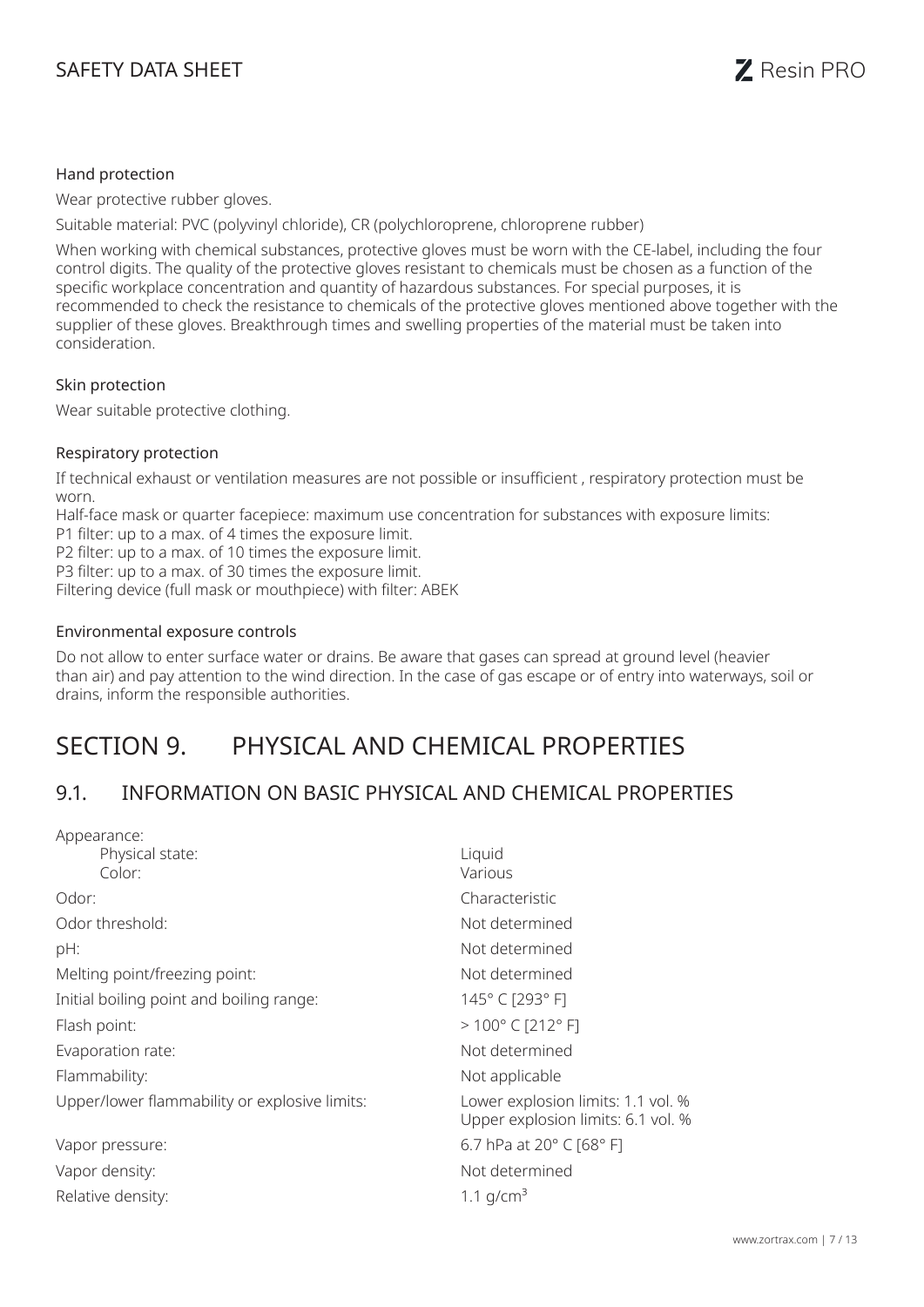### Hand protection

Wear protective rubber gloves.

Suitable material: PVC (polyvinyl chloride), CR (polychloroprene, chloroprene rubber)

When working with chemical substances, protective gloves must be worn with the CE-label, including the four control digits. The quality of the protective gloves resistant to chemicals must be chosen as a function of the specific workplace concentration and quantity of hazardous substances. For special purposes, it is recommended to check the resistance to chemicals of the protective gloves mentioned above together with the supplier of these gloves. Breakthrough times and swelling properties of the material must be taken into consideration.

### Skin protection

Wear suitable protective clothing.

### Respiratory protection

If technical exhaust or ventilation measures are not possible or insufficient , respiratory protection must be worn.
Half-face mask or quarter facepiece: maximum use concentration for substances with exposure limits:
P1 filter: up to a max. of 4 times the exposure limit.
P2 filter: up to a max. of 10 times the exposure limit.
P3 filter: up to a max. of 30 times the exposure limit.
Filtering device (full mask or mouthpiece) with filter: ABEK

### Environmental exposure controls

Do not allow to enter surface water or drains. Be aware that gases can spread at ground level (heavier than air) and pay attention to the wind direction. In the case of gas escape or of entry into waterways, soil or drains, inform the responsible authorities.

# SECTION 9. PHYSICAL AND CHEMICAL PROPERTIES

## 9.1. INFORMATION ON BASIC PHYSICAL AND CHEMICAL PROPERTIES

| | |
|---|---|
| Appearance: | |
| Physical state: | Liquid |
| Color: | Various |
| Odor: | Characteristic |
| Odor threshold: | Not determined |
| pH: | Not determined |
| Melting point/freezing point: | Not determined |
| Initial boiling point and boiling range: | 145° C [293° F] |
| Flash point: | > 100° C [212° F] |
| Evaporation rate: | Not determined |
| Flammability: | Not applicable |
| Upper/lower flammability or explosive limits: | Lower explosion limits: 1.1 vol. %<br>Upper explosion limits: 6.1 vol. % |
| Vapor pressure: | 6.7 hPa at 20° C [68° F] |
| Vapor density: | Not determined |
| Relative density: | 1.1 g/cm$^3$ |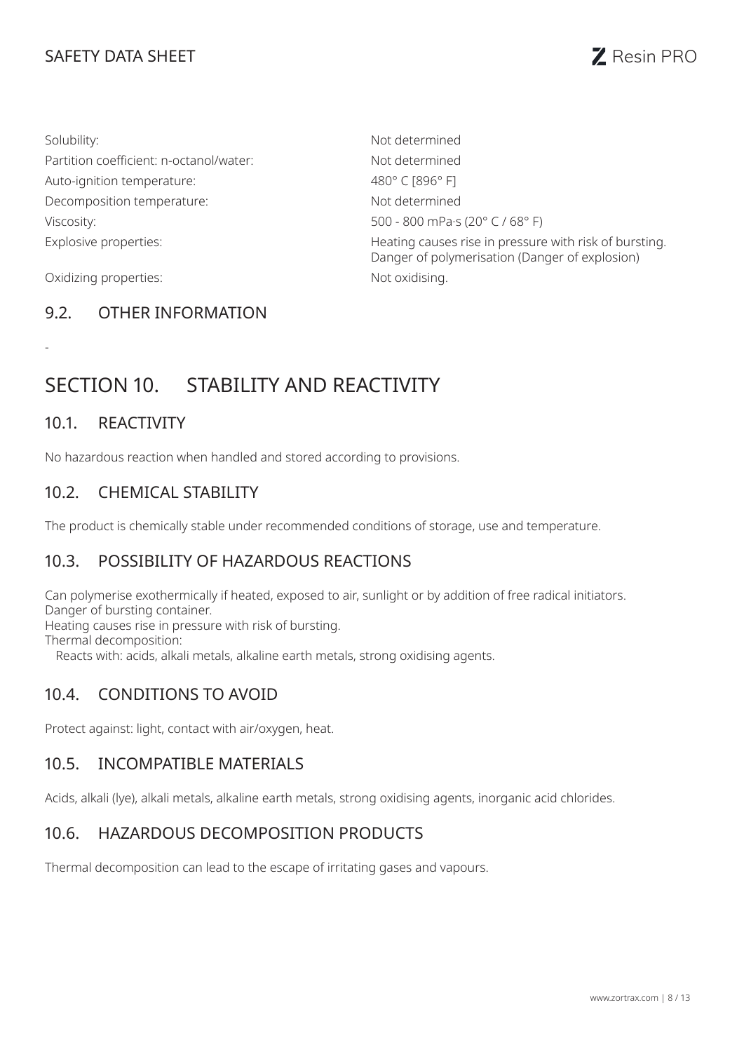| | |
|---|---|
| Solubility: | Not determined |
| Partition coefficient: n-octanol/water: | Not determined |
| Auto-ignition temperature: | 480° C [896° F] |
| Decomposition temperature: | Not determined |
| Viscosity: | 500 - 800 mPa·s (20° C / 68° F) |
| Explosive properties: | Heating causes rise in pressure with risk of bursting. Danger of polymerisation (Danger of explosion) |
| Oxidizing properties: | Not oxidising. |

### 9.2. OTHER INFORMATION

-

## SECTION 10. STABILITY AND REACTIVITY

### 10.1. REACTIVITY

No hazardous reaction when handled and stored according to provisions.

### 10.2. CHEMICAL STABILITY

The product is chemically stable under recommended conditions of storage, use and temperature.

### 10.3. POSSIBILITY OF HAZARDOUS REACTIONS

Can polymerise exothermically if heated, exposed to air, sunlight or by addition of free radical initiators.
Danger of bursting container.
Heating causes rise in pressure with risk of bursting.
Thermal decomposition:
Reacts with: acids, alkali metals, alkaline earth metals, strong oxidising agents.

### 10.4. CONDITIONS TO AVOID

Protect against: light, contact with air/oxygen, heat.

### 10.5. INCOMPATIBLE MATERIALS

Acids, alkali (lye), alkali metals, alkaline earth metals, strong oxidising agents, inorganic acid chlorides.

### 10.6. HAZARDOUS DECOMPOSITION PRODUCTS

Thermal decomposition can lead to the escape of irritating gases and vapours.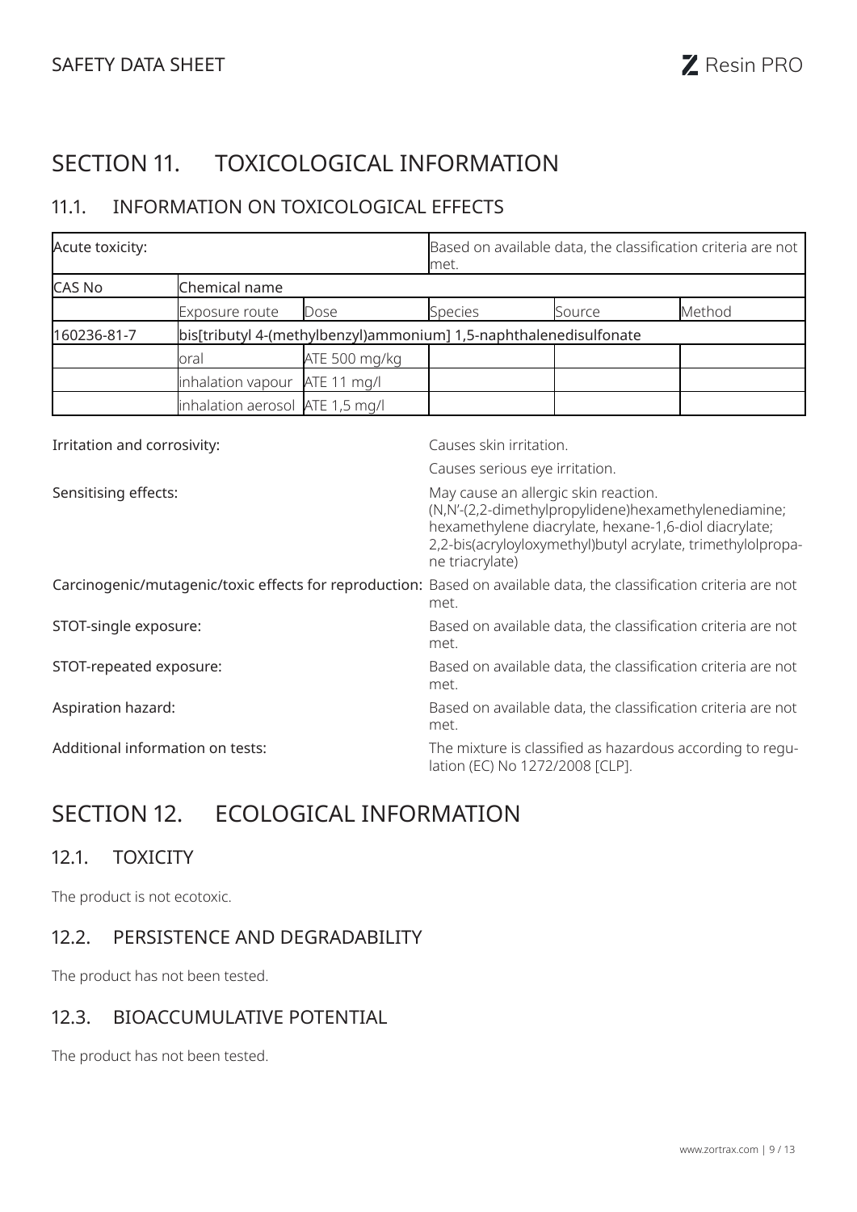# SECTION 11. TOXICOLOGICAL INFORMATION

## 11.1. INFORMATION ON TOXICOLOGICAL EFFECTS

| Acute toxicity: | | | Based on available data, the classification criteria are not met. | | |
|---|---|---|---|---|---|
| CAS No | Chemical name | | | | |
| | Exposure route | Dose | Species | Source | Method |
| 160236-81-7 | bis[tributyl 4-(methylbenzyl)ammonium] 1,5-naphthalenedisulfonate | | | | |
| | oral | ATE 500 mg/kg | | | |
| | inhalation vapour | ATE 11 mg/l | | | |
| | inhalation aerosol | ATE 1,5 mg/l | | | |

Irritation and corrosivity: Causes skin irritation.

Causes serious eye irritation.

Sensitising effects: May cause an allergic skin reaction. (N,N'-(2,2-dimethylpropylidene)hexamethylenediamine; hexamethylene diacrylate, hexane-1,6-diol diacrylate; 2,2-bis(acryloyloxymethyl)butyl acrylate, trimethylolpropane triacrylate)

Carcinogenic/mutagenic/toxic effects for reproduction: Based on available data, the classification criteria are not met.

STOT-single exposure: Based on available data, the classification criteria are not met.

STOT-repeated exposure: Based on available data, the classification criteria are not met.

Aspiration hazard: Based on available data, the classification criteria are not met.

Additional information on tests: The mixture is classified as hazardous according to regulation (EC) No 1272/2008 [CLP].

# SECTION 12. ECOLOGICAL INFORMATION

## 12.1. TOXICITY

The product is not ecotoxic.

## 12.2. PERSISTENCE AND DEGRADABILITY

The product has not been tested.

## 12.3. BIOACCUMULATIVE POTENTIAL

The product has not been tested.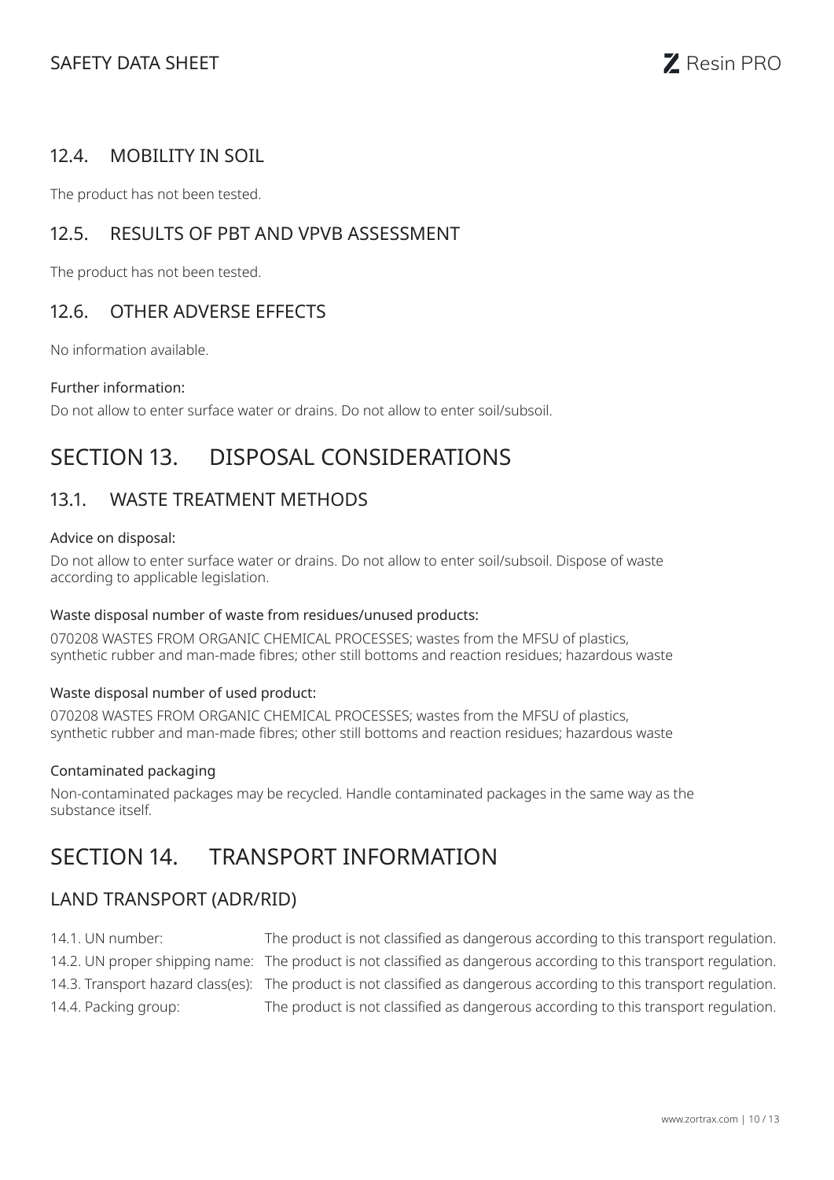### 12.4. MOBILITY IN SOIL

The product has not been tested.

### 12.5. RESULTS OF PBT AND VPVB ASSESSMENT

The product has not been tested.

### 12.6. OTHER ADVERSE EFFECTS

No information available.

Further information:

Do not allow to enter surface water or drains. Do not allow to enter soil/subsoil.

## SECTION 13. DISPOSAL CONSIDERATIONS

### 13.1. WASTE TREATMENT METHODS

Advice on disposal:

Do not allow to enter surface water or drains. Do not allow to enter soil/subsoil. Dispose of waste according to applicable legislation.

Waste disposal number of waste from residues/unused products:

070208 WASTES FROM ORGANIC CHEMICAL PROCESSES; wastes from the MFSU of plastics, synthetic rubber and man-made fibres; other still bottoms and reaction residues; hazardous waste

Waste disposal number of used product:

070208 WASTES FROM ORGANIC CHEMICAL PROCESSES; wastes from the MFSU of plastics, synthetic rubber and man-made fibres; other still bottoms and reaction residues; hazardous waste

Contaminated packaging

Non-contaminated packages may be recycled. Handle contaminated packages in the same way as the substance itself.

## SECTION 14. TRANSPORT INFORMATION

### LAND TRANSPORT (ADR/RID)

| | |
|---|---|
| 14.1. UN number: | The product is not classified as dangerous according to this transport regulation. |
| 14.2. UN proper shipping name: | The product is not classified as dangerous according to this transport regulation. |
| 14.3. Transport hazard class(es): | The product is not classified as dangerous according to this transport regulation. |
| 14.4. Packing group: | The product is not classified as dangerous according to this transport regulation. |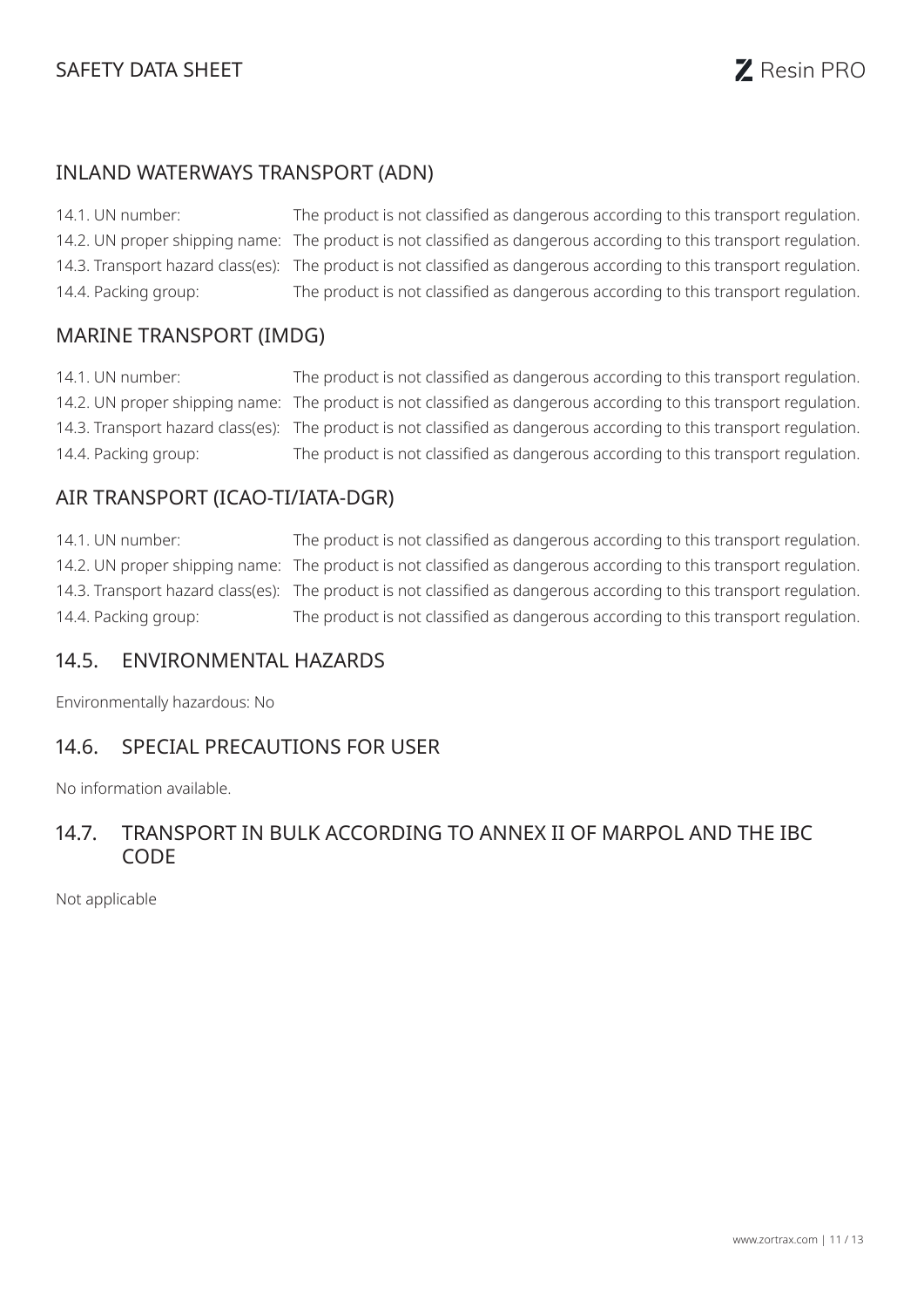## INLAND WATERWAYS TRANSPORT (ADN)

| | |
|---|---|
| 14.1. UN number: | The product is not classified as dangerous according to this transport regulation. |
| 14.2. UN proper shipping name: | The product is not classified as dangerous according to this transport regulation. |
| 14.3. Transport hazard class(es): | The product is not classified as dangerous according to this transport regulation. |
| 14.4. Packing group: | The product is not classified as dangerous according to this transport regulation. |

## MARINE TRANSPORT (IMDG)

| | |
|---|---|
| 14.1. UN number: | The product is not classified as dangerous according to this transport regulation. |
| 14.2. UN proper shipping name: | The product is not classified as dangerous according to this transport regulation. |
| 14.3. Transport hazard class(es): | The product is not classified as dangerous according to this transport regulation. |
| 14.4. Packing group: | The product is not classified as dangerous according to this transport regulation. |

## AIR TRANSPORT (ICAO-TI/IATA-DGR)

| | |
|---|---|
| 14.1. UN number: | The product is not classified as dangerous according to this transport regulation. |
| 14.2. UN proper shipping name: | The product is not classified as dangerous according to this transport regulation. |
| 14.3. Transport hazard class(es): | The product is not classified as dangerous according to this transport regulation. |
| 14.4. Packing group: | The product is not classified as dangerous according to this transport regulation. |

## 14.5. ENVIRONMENTAL HAZARDS

Environmentally hazardous: No

## 14.6. SPECIAL PRECAUTIONS FOR USER

No information available.

## 14.7. TRANSPORT IN BULK ACCORDING TO ANNEX II OF MARPOL AND THE IBC CODE

Not applicable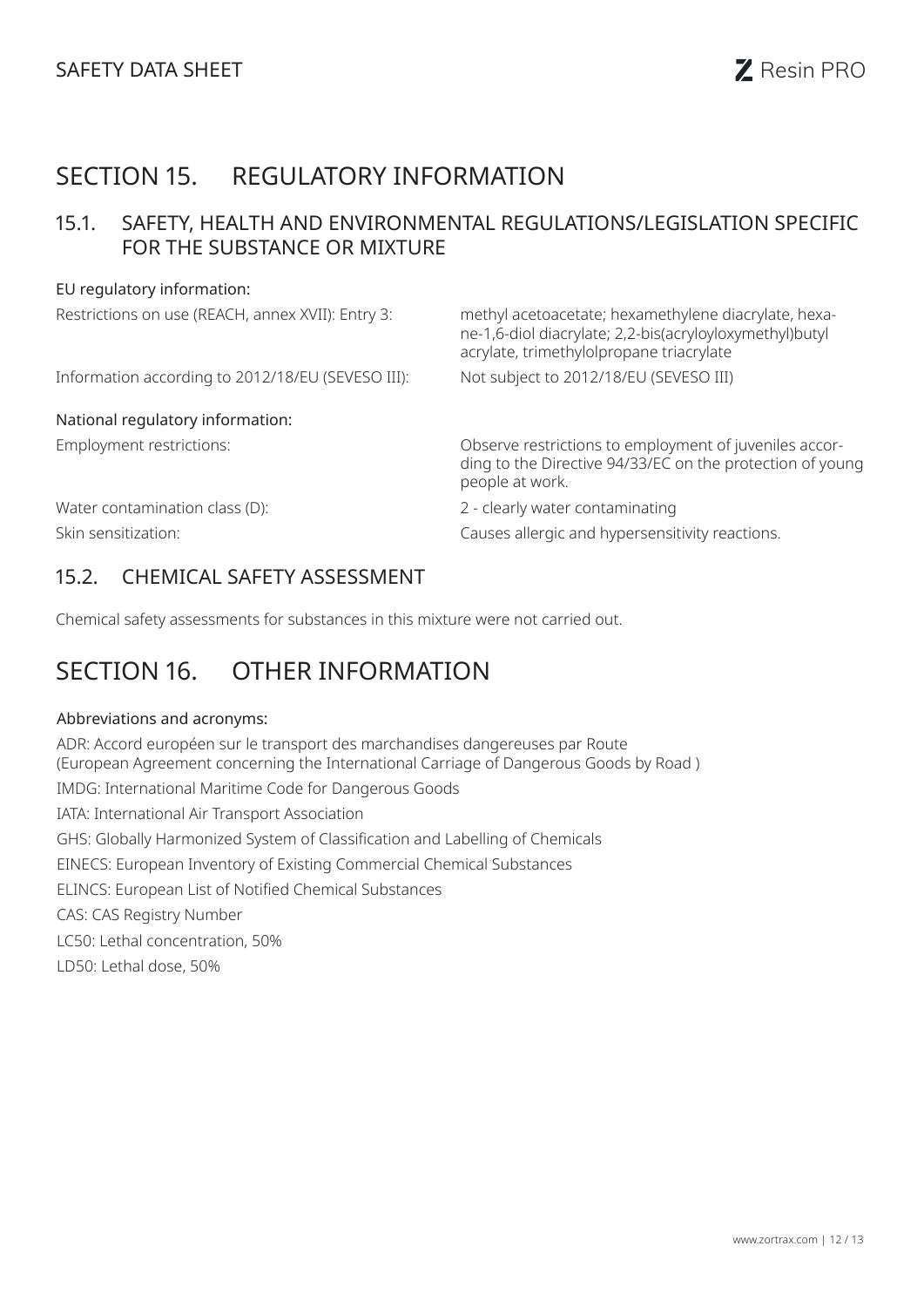# SECTION 15. REGULATORY INFORMATION

## 15.1. SAFETY, HEALTH AND ENVIRONMENTAL REGULATIONS/LEGISLATION SPECIFIC FOR THE SUBSTANCE OR MIXTURE

EU regulatory information:

| | |
|---|---|
| Restrictions on use (REACH, annex XVII): Entry 3: | methyl acetoacetate; hexamethylene diacrylate, hexane-1,6-diol diacrylate; 2,2-bis(acryloyloxymethyl)butyl acrylate, trimethylolpropane triacrylate |
| Information according to 2012/18/EU (SEVESO III): | Not subject to 2012/18/EU (SEVESO III) |

National regulatory information:

| | |
|---|---|
| Employment restrictions: | Observe restrictions to employment of juveniles according to the Directive 94/33/EC on the protection of young people at work. |
| Water contamination class (D): | 2 - clearly water contaminating |
| Skin sensitization: | Causes allergic and hypersensitivity reactions. |

## 15.2. CHEMICAL SAFETY ASSESSMENT

Chemical safety assessments for substances in this mixture were not carried out.

# SECTION 16. OTHER INFORMATION

Abbreviations and acronyms:

ADR: Accord européen sur le transport des marchandises dangereuses par Route
(European Agreement concerning the International Carriage of Dangerous Goods by Road )

IMDG: International Maritime Code for Dangerous Goods

IATA: International Air Transport Association

GHS: Globally Harmonized System of Classification and Labelling of Chemicals

EINECS: European Inventory of Existing Commercial Chemical Substances

ELINCS: European List of Notified Chemical Substances

CAS: CAS Registry Number

LC50: Lethal concentration, 50%

LD50: Lethal dose, 50%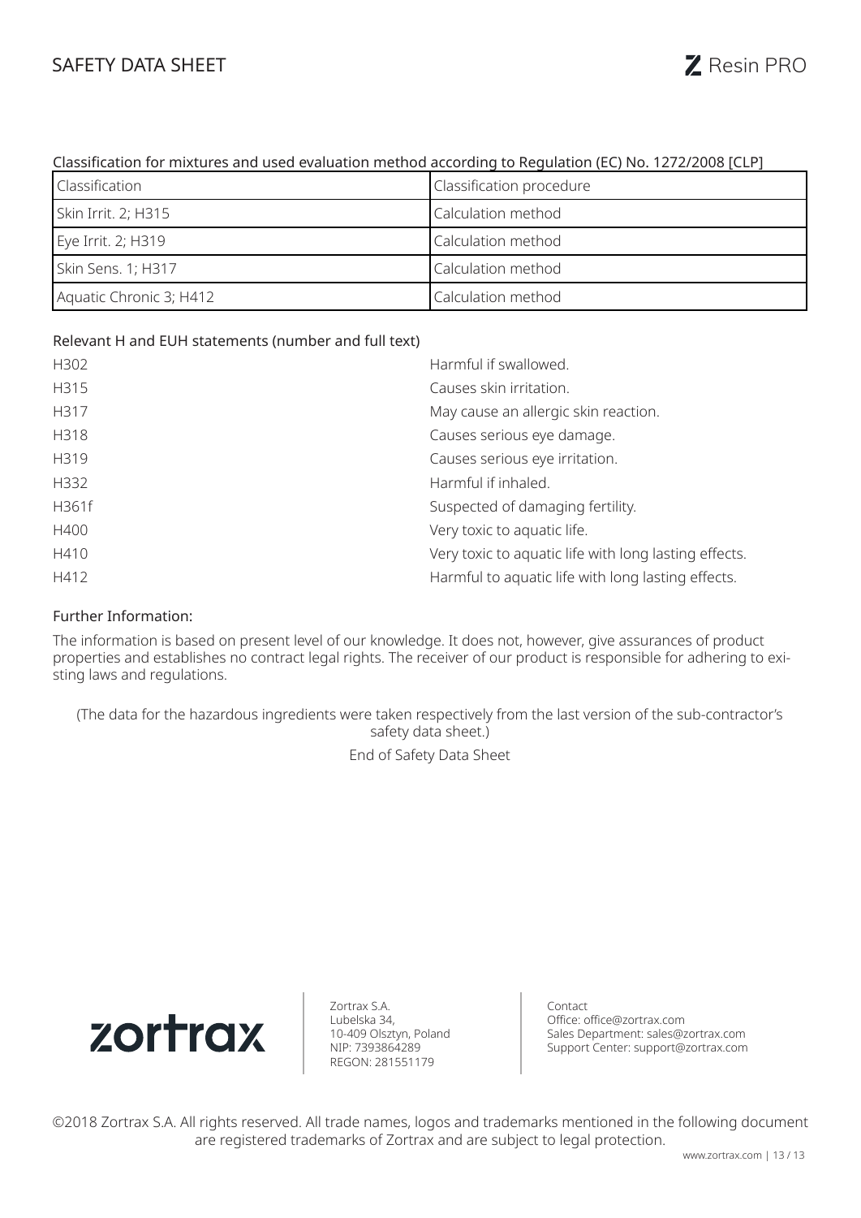Classification for mixtures and used evaluation method according to Regulation (EC) No. 1272/2008 [CLP]

| Classification | Classification procedure |
|---|---|
| Skin Irrit. 2; H315 | Calculation method |
| Eye Irrit. 2; H319 | Calculation method |
| Skin Sens. 1; H317 | Calculation method |
| Aquatic Chronic 3; H412 | Calculation method |

Relevant H and EUH statements (number and full text)

| | |
|---|---|
| H302 | Harmful if swallowed. |
| H315 | Causes skin irritation. |
| H317 | May cause an allergic skin reaction. |
| H318 | Causes serious eye damage. |
| H319 | Causes serious eye irritation. |
| H332 | Harmful if inhaled. |
| H361f | Suspected of damaging fertility. |
| H400 | Very toxic to aquatic life. |
| H410 | Very toxic to aquatic life with long lasting effects. |
| H412 | Harmful to aquatic life with long lasting effects. |

Further Information:

The information is based on present level of our knowledge. It does not, however, give assurances of product properties and establishes no contract legal rights. The receiver of our product is responsible for adhering to existing laws and regulations.

(The data for the hazardous ingredients were taken respectively from the last version of the sub-contractor's safety data sheet.)

End of Safety Data Sheet

zortrax

Zortrax S.A.
Lubelska 34,
10-409 Olsztyn, Poland
NIP: 7393864289
REGON: 281551179

Contact
Office: office@zortrax.com
Sales Department: sales@zortrax.com
Support Center: support@zortrax.com

©2018 Zortrax S.A. All rights reserved. All trade names, logos and trademarks mentioned in the following document are registered trademarks of Zortrax and are subject to legal protection.